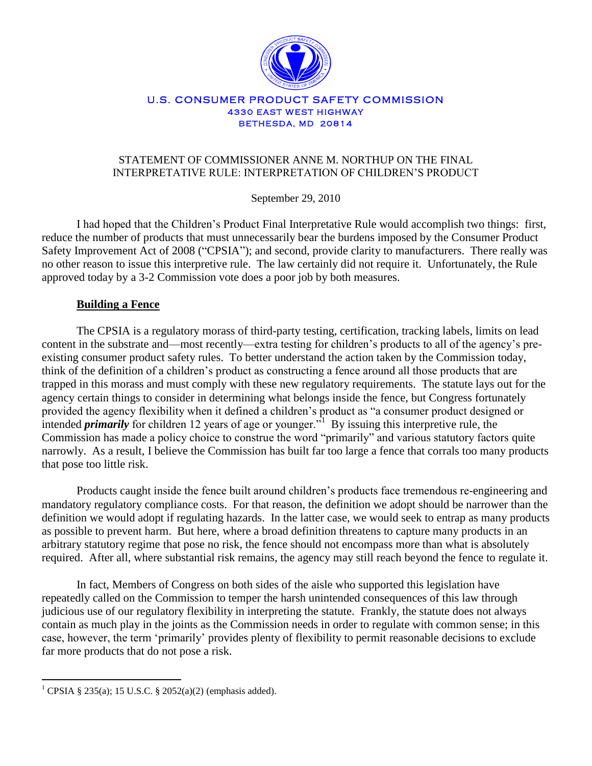U.S. CONSUMER PRODUCT SAFETY COMMISSION
4330 EAST WEST HIGHWAY
BETHESDA, MD 20814

# STATEMENT OF COMMISSIONER ANNE M. NORTHUP ON THE FINAL INTERPRETATIVE RULE: INTERPRETATION OF CHILDREN'S PRODUCT

September 29, 2010

I had hoped that the Children's Product Final Interpretative Rule would accomplish two things: first, reduce the number of products that must unnecessarily bear the burdens imposed by the Consumer Product Safety Improvement Act of 2008 ("CPSIA"); and second, provide clarity to manufacturers. There really was no other reason to issue this interpretive rule. The law certainly did not require it. Unfortunately, the Rule approved today by a 3-2 Commission vote does a poor job by both measures.

## Building a Fence

The CPSIA is a regulatory morass of third-party testing, certification, tracking labels, limits on lead content in the substrate and—most recently—extra testing for children's products to all of the agency's pre-existing consumer product safety rules. To better understand the action taken by the Commission today, think of the definition of a children's product as constructing a fence around all those products that are trapped in this morass and must comply with these new regulatory requirements. The statute lays out for the agency certain things to consider in determining what belongs inside the fence, but Congress fortunately provided the agency flexibility when it defined a children's product as "a consumer product designed or intended ***primarily*** for children 12 years of age or younger."[1] By issuing this interpretive rule, the Commission has made a policy choice to construe the word "primarily" and various statutory factors quite narrowly. As a result, I believe the Commission has built far too large a fence that corrals too many products that pose too little risk.

Products caught inside the fence built around children's products face tremendous re-engineering and mandatory regulatory compliance costs. For that reason, the definition we adopt should be narrower than the definition we would adopt if regulating hazards. In the latter case, we would seek to entrap as many products as possible to prevent harm. But here, where a broad definition threatens to capture many products in an arbitrary statutory regime that pose no risk, the fence should not encompass more than what is absolutely required. After all, where substantial risk remains, the agency may still reach beyond the fence to regulate it.

In fact, Members of Congress on both sides of the aisle who supported this legislation have repeatedly called on the Commission to temper the harsh unintended consequences of this law through judicious use of our regulatory flexibility in interpreting the statute. Frankly, the statute does not always contain as much play in the joints as the Commission needs in order to regulate with common sense; in this case, however, the term 'primarily' provides plenty of flexibility to permit reasonable decisions to exclude far more products that do not pose a risk.

---

[1] CPSIA § 235(a); 15 U.S.C. § 2052(a)(2) (emphasis added).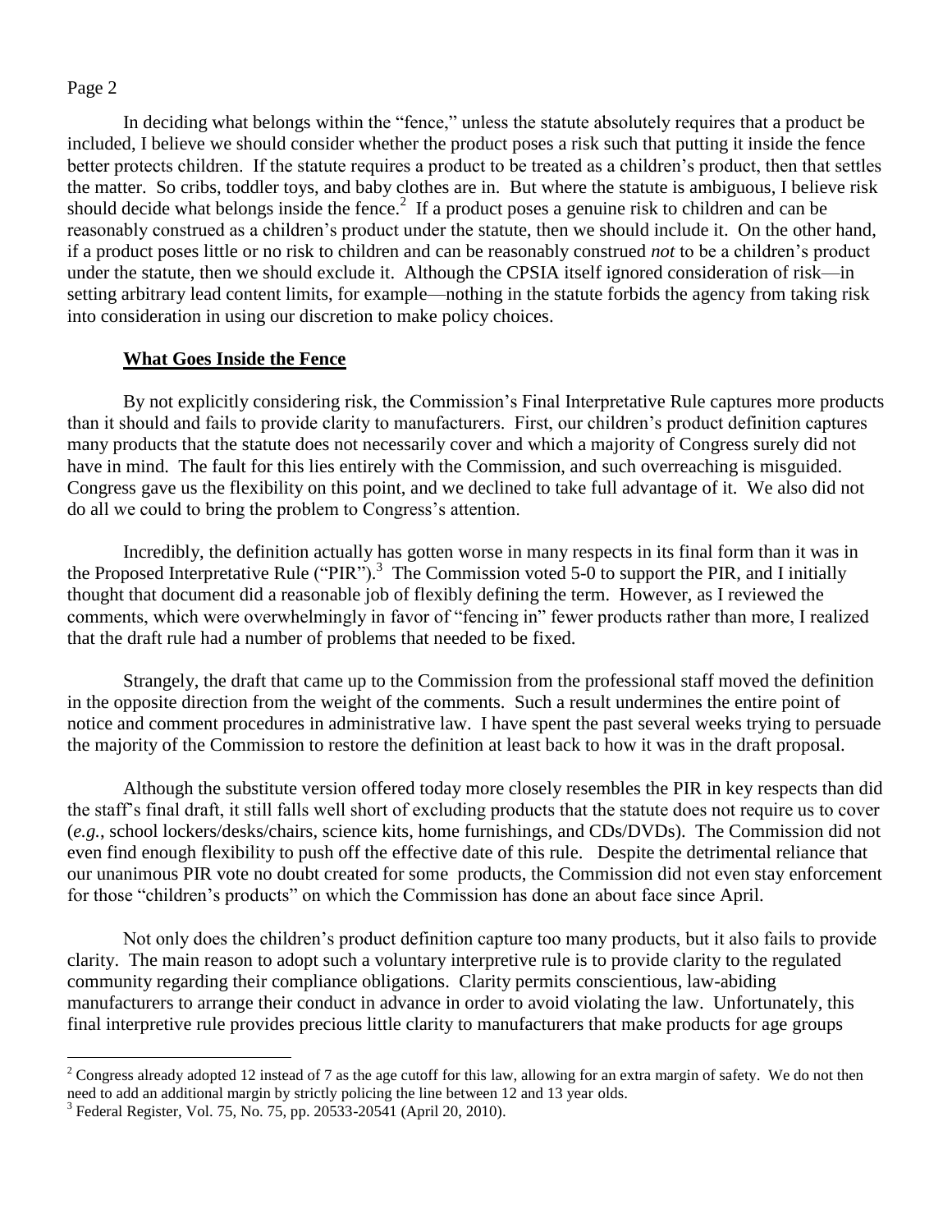In deciding what belongs within the "fence," unless the statute absolutely requires that a product be included, I believe we should consider whether the product poses a risk such that putting it inside the fence better protects children. If the statute requires a product to be treated as a children's product, then that settles the matter. So cribs, toddler toys, and baby clothes are in. But where the statute is ambiguous, I believe risk should decide what belongs inside the fence.[2] If a product poses a genuine risk to children and can be reasonably construed as a children's product under the statute, then we should include it. On the other hand, if a product poses little or no risk to children and can be reasonably construed *not* to be a children's product under the statute, then we should exclude it. Although the CPSIA itself ignored consideration of risk—in setting arbitrary lead content limits, for example—nothing in the statute forbids the agency from taking risk into consideration in using our discretion to make policy choices.

**What Goes Inside the Fence**

By not explicitly considering risk, the Commission's Final Interpretative Rule captures more products than it should and fails to provide clarity to manufacturers. First, our children's product definition captures many products that the statute does not necessarily cover and which a majority of Congress surely did not have in mind. The fault for this lies entirely with the Commission, and such overreaching is misguided. Congress gave us the flexibility on this point, and we declined to take full advantage of it. We also did not do all we could to bring the problem to Congress's attention.

Incredibly, the definition actually has gotten worse in many respects in its final form than it was in the Proposed Interpretative Rule ("PIR").[3] The Commission voted 5-0 to support the PIR, and I initially thought that document did a reasonable job of flexibly defining the term. However, as I reviewed the comments, which were overwhelmingly in favor of "fencing in" fewer products rather than more, I realized that the draft rule had a number of problems that needed to be fixed.

Strangely, the draft that came up to the Commission from the professional staff moved the definition in the opposite direction from the weight of the comments. Such a result undermines the entire point of notice and comment procedures in administrative law. I have spent the past several weeks trying to persuade the majority of the Commission to restore the definition at least back to how it was in the draft proposal.

Although the substitute version offered today more closely resembles the PIR in key respects than did the staff's final draft, it still falls well short of excluding products that the statute does not require us to cover (*e.g.*, school lockers/desks/chairs, science kits, home furnishings, and CDs/DVDs). The Commission did not even find enough flexibility to push off the effective date of this rule. Despite the detrimental reliance that our unanimous PIR vote no doubt created for some products, the Commission did not even stay enforcement for those "children's products" on which the Commission has done an about face since April.

Not only does the children's product definition capture too many products, but it also fails to provide clarity. The main reason to adopt such a voluntary interpretive rule is to provide clarity to the regulated community regarding their compliance obligations. Clarity permits conscientious, law-abiding manufacturers to arrange their conduct in advance in order to avoid violating the law. Unfortunately, this final interpretive rule provides precious little clarity to manufacturers that make products for age groups

---

[2] Congress already adopted 12 instead of 7 as the age cutoff for this law, allowing for an extra margin of safety. We do not then need to add an additional margin by strictly policing the line between 12 and 13 year olds.

[3] Federal Register, Vol. 75, No. 75, pp. 20533-20541 (April 20, 2010).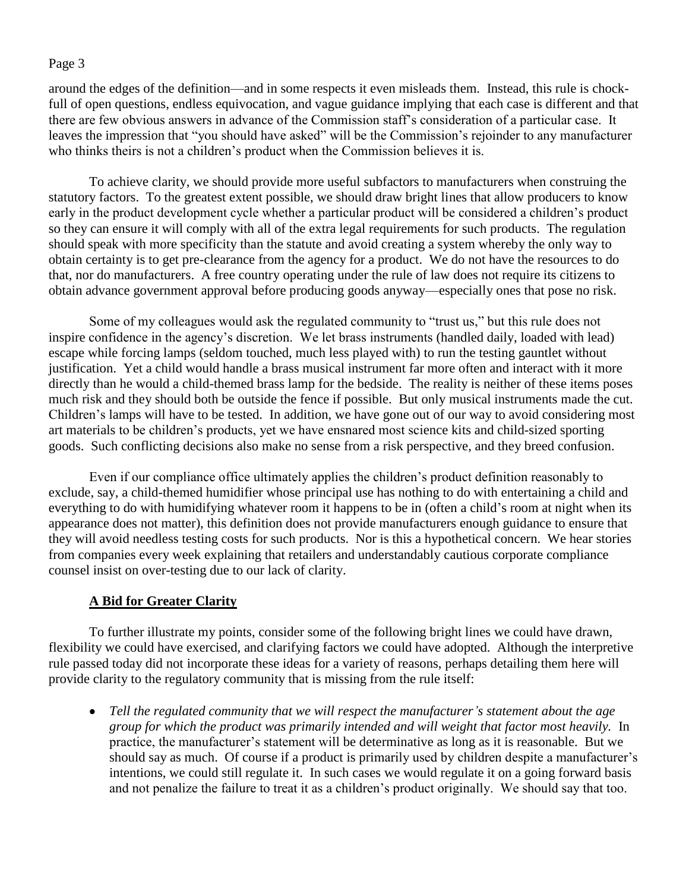around the edges of the definition—and in some respects it even misleads them. Instead, this rule is chock-full of open questions, endless equivocation, and vague guidance implying that each case is different and that there are few obvious answers in advance of the Commission staff's consideration of a particular case. It leaves the impression that "you should have asked" will be the Commission's rejoinder to any manufacturer who thinks theirs is not a children's product when the Commission believes it is.

To achieve clarity, we should provide more useful subfactors to manufacturers when construing the statutory factors. To the greatest extent possible, we should draw bright lines that allow producers to know early in the product development cycle whether a particular product will be considered a children's product so they can ensure it will comply with all of the extra legal requirements for such products. The regulation should speak with more specificity than the statute and avoid creating a system whereby the only way to obtain certainty is to get pre-clearance from the agency for a product. We do not have the resources to do that, nor do manufacturers. A free country operating under the rule of law does not require its citizens to obtain advance government approval before producing goods anyway—especially ones that pose no risk.

Some of my colleagues would ask the regulated community to "trust us," but this rule does not inspire confidence in the agency's discretion. We let brass instruments (handled daily, loaded with lead) escape while forcing lamps (seldom touched, much less played with) to run the testing gauntlet without justification. Yet a child would handle a brass musical instrument far more often and interact with it more directly than he would a child-themed brass lamp for the bedside. The reality is neither of these items poses much risk and they should both be outside the fence if possible. But only musical instruments made the cut. Children's lamps will have to be tested. In addition, we have gone out of our way to avoid considering most art materials to be children's products, yet we have ensnared most science kits and child-sized sporting goods. Such conflicting decisions also make no sense from a risk perspective, and they breed confusion.

Even if our compliance office ultimately applies the children's product definition reasonably to exclude, say, a child-themed humidifier whose principal use has nothing to do with entertaining a child and everything to do with humidifying whatever room it happens to be in (often a child's room at night when its appearance does not matter), this definition does not provide manufacturers enough guidance to ensure that they will avoid needless testing costs for such products. Nor is this a hypothetical concern. We hear stories from companies every week explaining that retailers and understandably cautious corporate compliance counsel insist on over-testing due to our lack of clarity.

## A Bid for Greater Clarity

To further illustrate my points, consider some of the following bright lines we could have drawn, flexibility we could have exercised, and clarifying factors we could have adopted. Although the interpretive rule passed today did not incorporate these ideas for a variety of reasons, perhaps detailing them here will provide clarity to the regulatory community that is missing from the rule itself:

- *Tell the regulated community that we will respect the manufacturer's statement about the age group for which the product was primarily intended and will weight that factor most heavily.* In practice, the manufacturer's statement will be determinative as long as it is reasonable. But we should say as much. Of course if a product is primarily used by children despite a manufacturer's intentions, we could still regulate it. In such cases we would regulate it on a going forward basis and not penalize the failure to treat it as a children's product originally. We should say that too.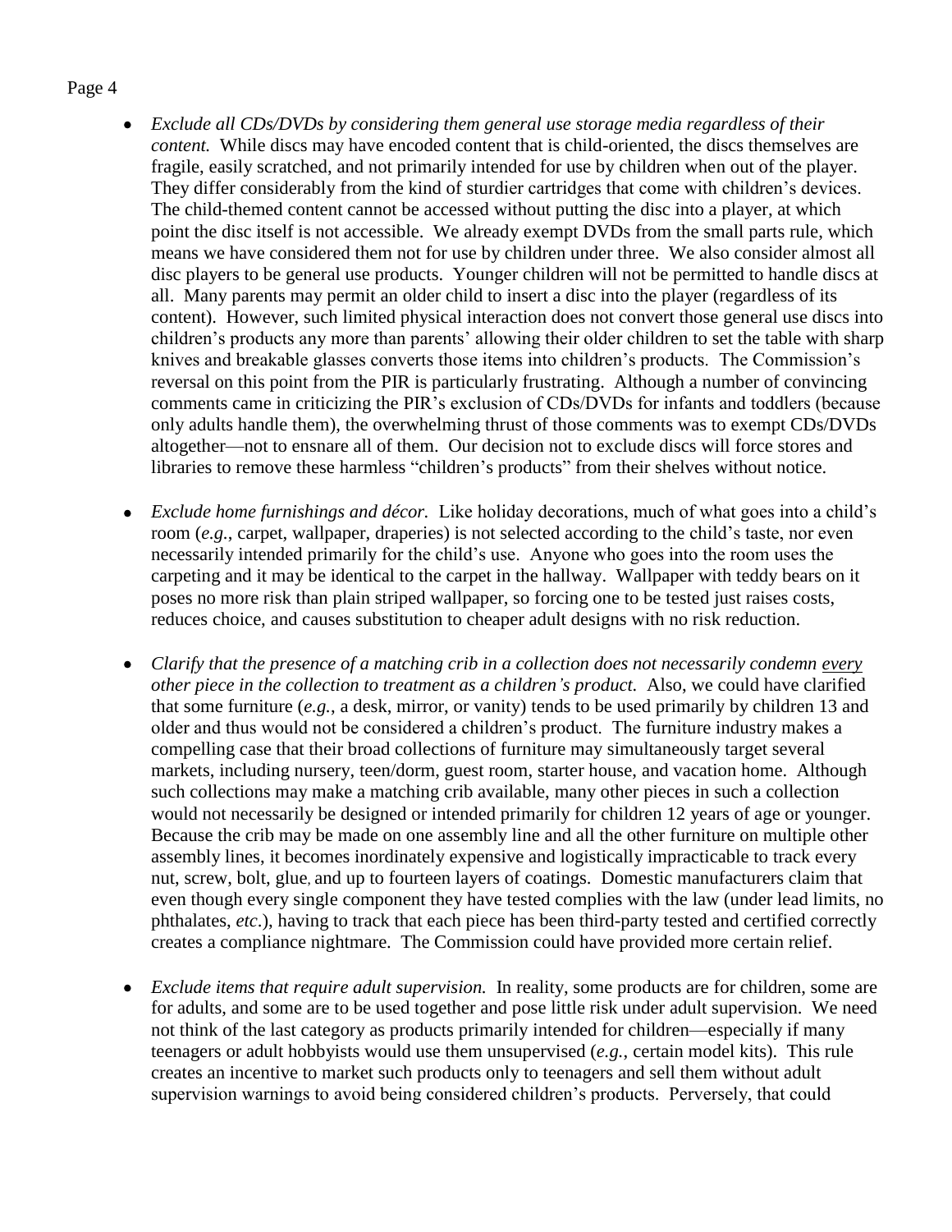- *Exclude all CDs/DVDs by considering them general use storage media regardless of their content.* While discs may have encoded content that is child-oriented, the discs themselves are fragile, easily scratched, and not primarily intended for use by children when out of the player. They differ considerably from the kind of sturdier cartridges that come with children's devices. The child-themed content cannot be accessed without putting the disc into a player, at which point the disc itself is not accessible. We already exempt DVDs from the small parts rule, which means we have considered them not for use by children under three. We also consider almost all disc players to be general use products. Younger children will not be permitted to handle discs at all. Many parents may permit an older child to insert a disc into the player (regardless of its content). However, such limited physical interaction does not convert those general use discs into children's products any more than parents' allowing their older children to set the table with sharp knives and breakable glasses converts those items into children's products. The Commission's reversal on this point from the PIR is particularly frustrating. Although a number of convincing comments came in criticizing the PIR's exclusion of CDs/DVDs for infants and toddlers (because only adults handle them), the overwhelming thrust of those comments was to exempt CDs/DVDs altogether—not to ensnare all of them. Our decision not to exclude discs will force stores and libraries to remove these harmless "children's products" from their shelves without notice.

- *Exclude home furnishings and décor.* Like holiday decorations, much of what goes into a child's room (*e.g.*, carpet, wallpaper, draperies) is not selected according to the child's taste, nor even necessarily intended primarily for the child's use. Anyone who goes into the room uses the carpeting and it may be identical to the carpet in the hallway. Wallpaper with teddy bears on it poses no more risk than plain striped wallpaper, so forcing one to be tested just raises costs, reduces choice, and causes substitution to cheaper adult designs with no risk reduction.

- *Clarify that the presence of a matching crib in a collection does not necessarily condemn <u>every</u> other piece in the collection to treatment as a children's product.* Also, we could have clarified that some furniture (*e.g.*, a desk, mirror, or vanity) tends to be used primarily by children 13 and older and thus would not be considered a children's product. The furniture industry makes a compelling case that their broad collections of furniture may simultaneously target several markets, including nursery, teen/dorm, guest room, starter house, and vacation home. Although such collections may make a matching crib available, many other pieces in such a collection would not necessarily be designed or intended primarily for children 12 years of age or younger. Because the crib may be made on one assembly line and all the other furniture on multiple other assembly lines, it becomes inordinately expensive and logistically impracticable to track every nut, screw, bolt, glue, and up to fourteen layers of coatings. Domestic manufacturers claim that even though every single component they have tested complies with the law (under lead limits, no phthalates, *etc*.), having to track that each piece has been third-party tested and certified correctly creates a compliance nightmare. The Commission could have provided more certain relief.

- *Exclude items that require adult supervision.* In reality, some products are for children, some are for adults, and some are to be used together and pose little risk under adult supervision. We need not think of the last category as products primarily intended for children—especially if many teenagers or adult hobbyists would use them unsupervised (*e.g.*, certain model kits). This rule creates an incentive to market such products only to teenagers and sell them without adult supervision warnings to avoid being considered children's products. Perversely, that could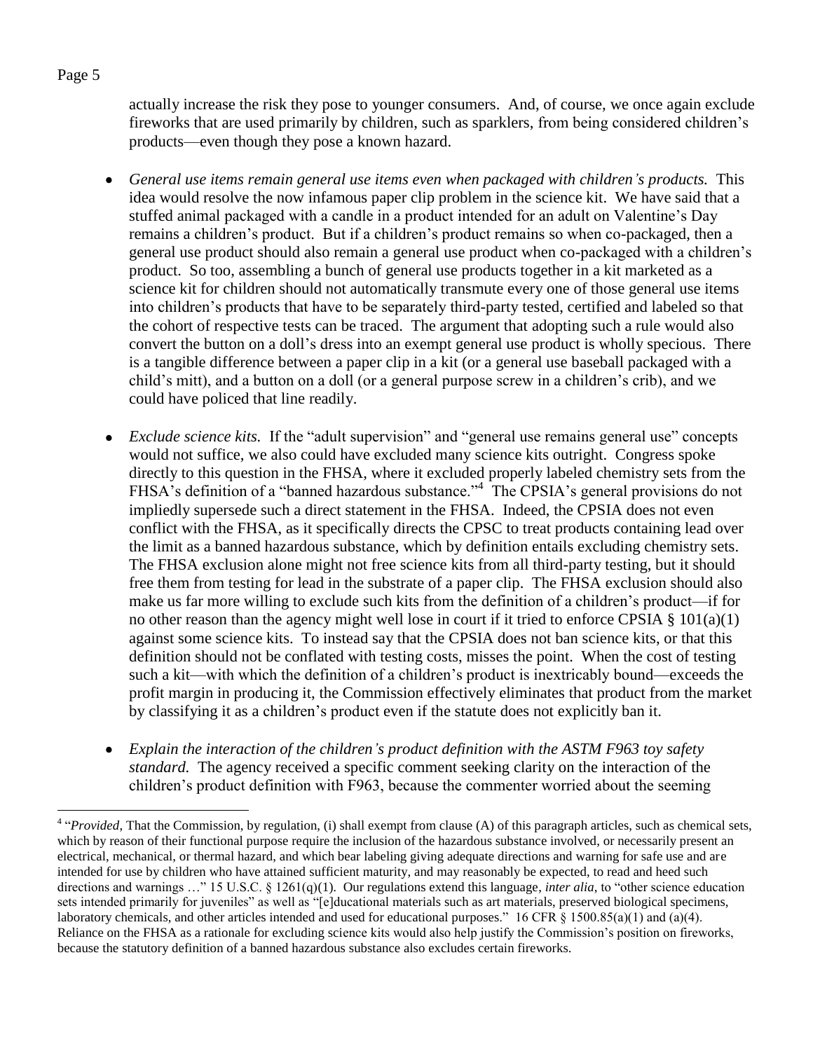actually increase the risk they pose to younger consumers. And, of course, we once again exclude fireworks that are used primarily by children, such as sparklers, from being considered children's products—even though they pose a known hazard.

- *General use items remain general use items even when packaged with children's products.* This idea would resolve the now infamous paper clip problem in the science kit. We have said that a stuffed animal packaged with a candle in a product intended for an adult on Valentine's Day remains a children's product. But if a children's product remains so when co-packaged, then a general use product should also remain a general use product when co-packaged with a children's product. So too, assembling a bunch of general use products together in a kit marketed as a science kit for children should not automatically transmute every one of those general use items into children's products that have to be separately third-party tested, certified and labeled so that the cohort of respective tests can be traced. The argument that adopting such a rule would also convert the button on a doll's dress into an exempt general use product is wholly specious. There is a tangible difference between a paper clip in a kit (or a general use baseball packaged with a child's mitt), and a button on a doll (or a general purpose screw in a children's crib), and we could have policed that line readily.

- *Exclude science kits.* If the "adult supervision" and "general use remains general use" concepts would not suffice, we also could have excluded many science kits outright. Congress spoke directly to this question in the FHSA, where it excluded properly labeled chemistry sets from the FHSA's definition of a "banned hazardous substance."[4] The CPSIA's general provisions do not impliedly supersede such a direct statement in the FHSA. Indeed, the CPSIA does not even conflict with the FHSA, as it specifically directs the CPSC to treat products containing lead over the limit as a banned hazardous substance, which by definition entails excluding chemistry sets. The FHSA exclusion alone might not free science kits from all third-party testing, but it should free them from testing for lead in the substrate of a paper clip. The FHSA exclusion should also make us far more willing to exclude such kits from the definition of a children's product—if for no other reason than the agency might well lose in court if it tried to enforce CPSIA § 101(a)(1) against some science kits. To instead say that the CPSIA does not ban science kits, or that this definition should not be conflated with testing costs, misses the point. When the cost of testing such a kit—with which the definition of a children's product is inextricably bound—exceeds the profit margin in producing it, the Commission effectively eliminates that product from the market by classifying it as a children's product even if the statute does not explicitly ban it.

- *Explain the interaction of the children's product definition with the ASTM F963 toy safety standard.* The agency received a specific comment seeking clarity on the interaction of the children's product definition with F963, because the commenter worried about the seeming

---

[4] "*Provided*, That the Commission, by regulation, (i) shall exempt from clause (A) of this paragraph articles, such as chemical sets, which by reason of their functional purpose require the inclusion of the hazardous substance involved, or necessarily present an electrical, mechanical, or thermal hazard, and which bear labeling giving adequate directions and warning for safe use and are intended for use by children who have attained sufficient maturity, and may reasonably be expected, to read and heed such directions and warnings …" 15 U.S.C. § 1261(q)(1). Our regulations extend this language, *inter alia*, to "other science education sets intended primarily for juveniles" as well as "[e]ducational materials such as art materials, preserved biological specimens, laboratory chemicals, and other articles intended and used for educational purposes." 16 CFR § 1500.85(a)(1) and (a)(4). Reliance on the FHSA as a rationale for excluding science kits would also help justify the Commission's position on fireworks, because the statutory definition of a banned hazardous substance also excludes certain fireworks.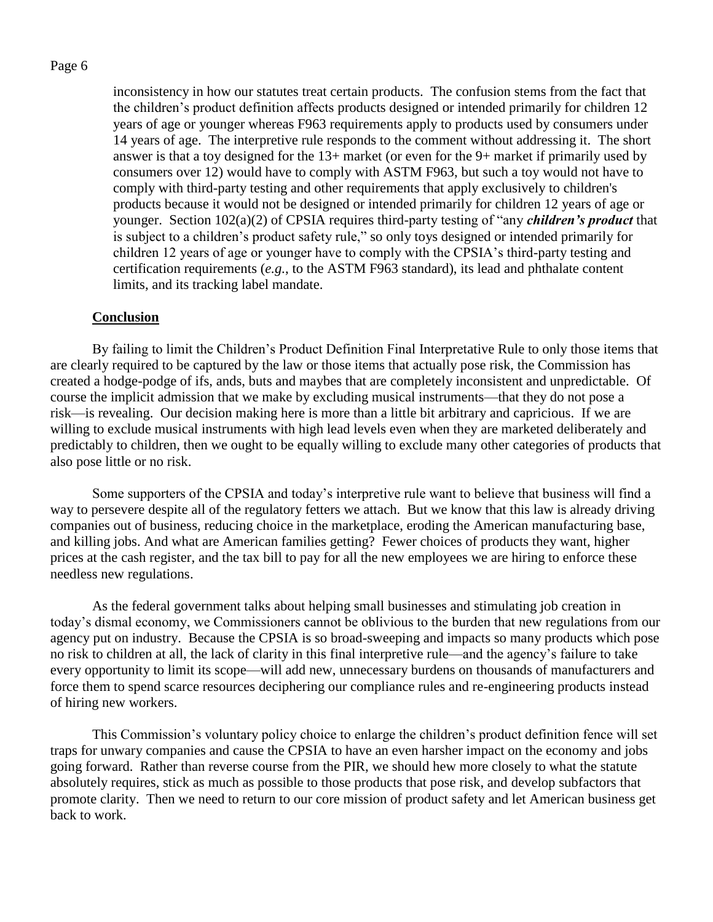inconsistency in how our statutes treat certain products. The confusion stems from the fact that the children's product definition affects products designed or intended primarily for children 12 years of age or younger whereas F963 requirements apply to products used by consumers under 14 years of age. The interpretive rule responds to the comment without addressing it. The short answer is that a toy designed for the 13+ market (or even for the 9+ market if primarily used by consumers over 12) would have to comply with ASTM F963, but such a toy would not have to comply with third-party testing and other requirements that apply exclusively to children's products because it would not be designed or intended primarily for children 12 years of age or younger. Section 102(a)(2) of CPSIA requires third-party testing of "any ***children's product*** that is subject to a children's product safety rule," so only toys designed or intended primarily for children 12 years of age or younger have to comply with the CPSIA's third-party testing and certification requirements (*e.g.*, to the ASTM F963 standard), its lead and phthalate content limits, and its tracking label mandate.

**Conclusion**

By failing to limit the Children's Product Definition Final Interpretative Rule to only those items that are clearly required to be captured by the law or those items that actually pose risk, the Commission has created a hodge-podge of ifs, ands, buts and maybes that are completely inconsistent and unpredictable. Of course the implicit admission that we make by excluding musical instruments—that they do not pose a risk—is revealing. Our decision making here is more than a little bit arbitrary and capricious. If we are willing to exclude musical instruments with high lead levels even when they are marketed deliberately and predictably to children, then we ought to be equally willing to exclude many other categories of products that also pose little or no risk.

Some supporters of the CPSIA and today's interpretive rule want to believe that business will find a way to persevere despite all of the regulatory fetters we attach. But we know that this law is already driving companies out of business, reducing choice in the marketplace, eroding the American manufacturing base, and killing jobs. And what are American families getting? Fewer choices of products they want, higher prices at the cash register, and the tax bill to pay for all the new employees we are hiring to enforce these needless new regulations.

As the federal government talks about helping small businesses and stimulating job creation in today's dismal economy, we Commissioners cannot be oblivious to the burden that new regulations from our agency put on industry. Because the CPSIA is so broad-sweeping and impacts so many products which pose no risk to children at all, the lack of clarity in this final interpretive rule—and the agency's failure to take every opportunity to limit its scope—will add new, unnecessary burdens on thousands of manufacturers and force them to spend scarce resources deciphering our compliance rules and re-engineering products instead of hiring new workers.

This Commission's voluntary policy choice to enlarge the children's product definition fence will set traps for unwary companies and cause the CPSIA to have an even harsher impact on the economy and jobs going forward. Rather than reverse course from the PIR, we should hew more closely to what the statute absolutely requires, stick as much as possible to those products that pose risk, and develop subfactors that promote clarity. Then we need to return to our core mission of product safety and let American business get back to work.